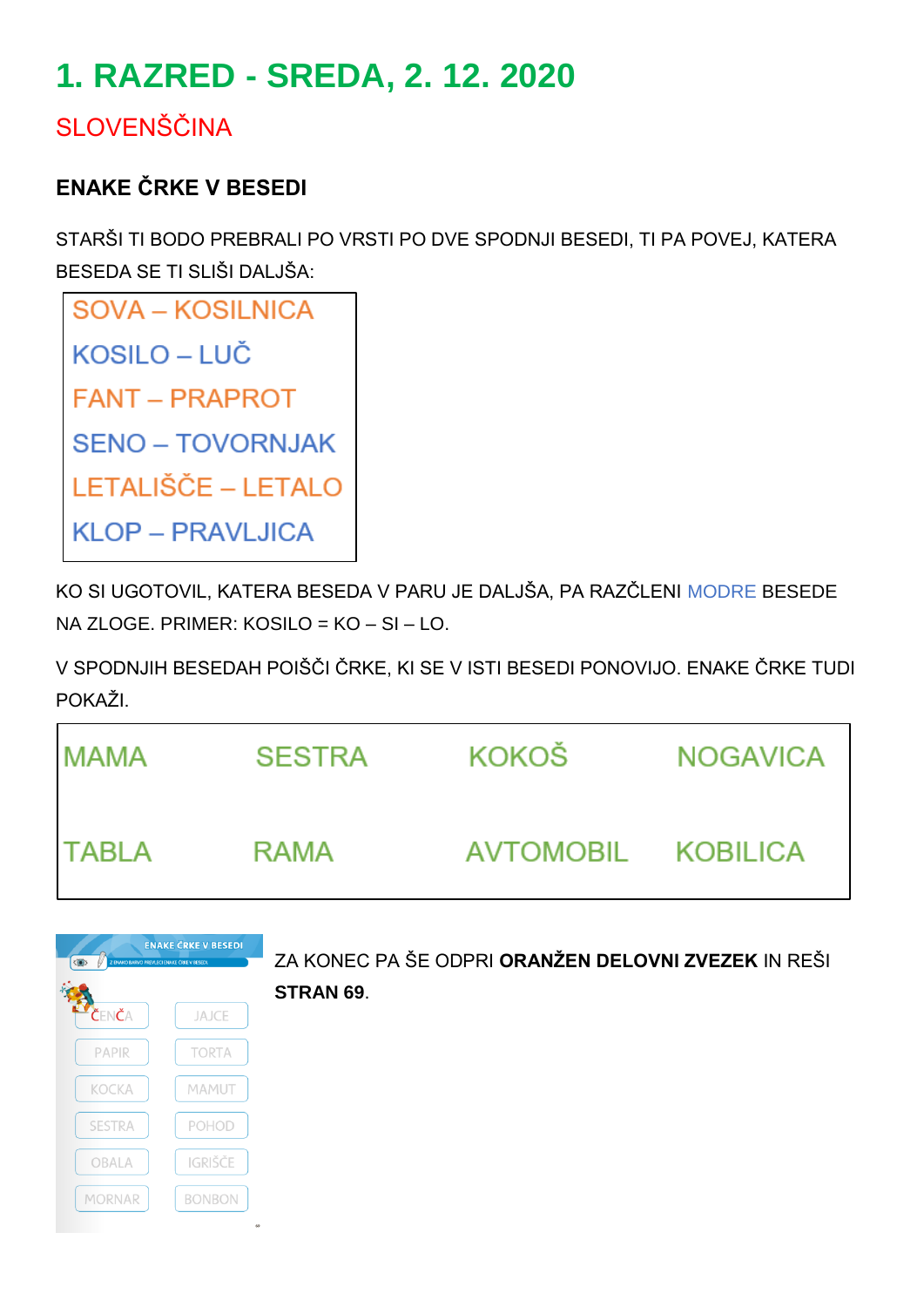# 1. RAZRED - SREDA, 2. 12. 2020

## SLOVENŠČINA

### ENAKE ČRKE V BESEDI

STARŠI TI BODO PREBRALI PO VRSTI PO DVE SPODNJI BESEDI, TI PA POVEJ, KATERA BESEDA SE TI SLIŠI DALJŠA:

SOVA – KOSILNICA
KOSILO – LUČ
FANT – PRAPROT
SENO – TOVORNJAK
LETALIŠČE – LETALO
KLOP – PRAVLJICA

KO SI UGOTOVIL, KATERA BESEDA V PARU JE DALJŠA, PA RAZČLENI MODRE BESEDE NA ZLOGE. PRIMER: KOSILO = KO – SI – LO.

V SPODNJIH BESEDAH POIŠČI ČRKE, KI SE V ISTI BESEDI PONOVIJO. ENAKE ČRKE TUDI POKAŽI.

| MAMA | SESTRA | KOKOŠ | NOGAVICA |
|---|---|---|---|
| TABLA | RAMA | AVTOMOBIL | KOBILICA |

ZA KONEC PA ŠE ODPRI **ORANŽEN DELOVNI ZVEZEK** IN REŠI **STRAN 69**.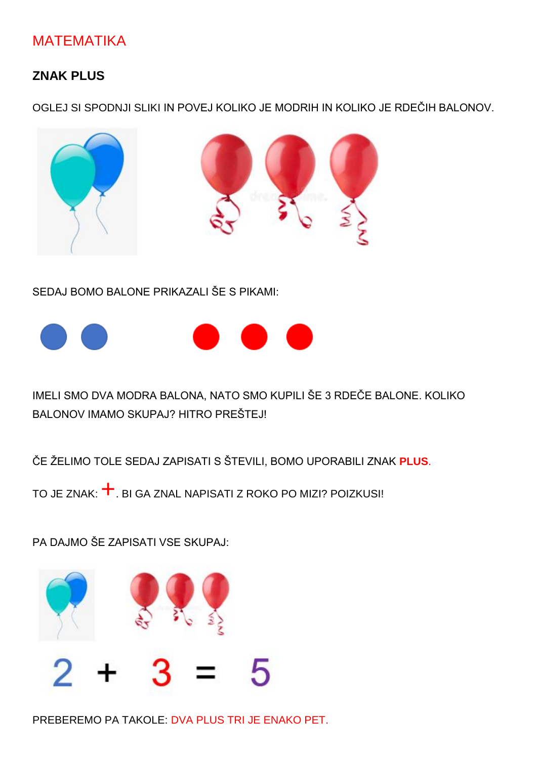## MATEMATIKA

### ZNAK PLUS

OGLEJ SI SPODNJI SLIKI IN POVEJ KOLIKO JE MODRIH IN KOLIKO JE RDEČIH BALONOV.

SEDAJ BOMO BALONE PRIKAZALI ŠE S PIKAMI:

IMELI SMO DVA MODRA BALONA, NATO SMO KUPILI ŠE 3 RDEČE BALONE. KOLIKO BALONOV IMAMO SKUPAJ? HITRO PREŠTEJ!

ČE ŽELIMO TOLE SEDAJ ZAPISATI S ŠTEVILI, BOMO UPORABILI ZNAK **PLUS**.

TO JE ZNAK: +. BI GA ZNAL NAPISATI Z ROKO PO MIZI? POIZKUSI!

PA DAJMO ŠE ZAPISATI VSE SKUPAJ:

$$2 + 3 = 5$$

PREBEREMO PA TAKOLE: DVA PLUS TRI JE ENAKO PET.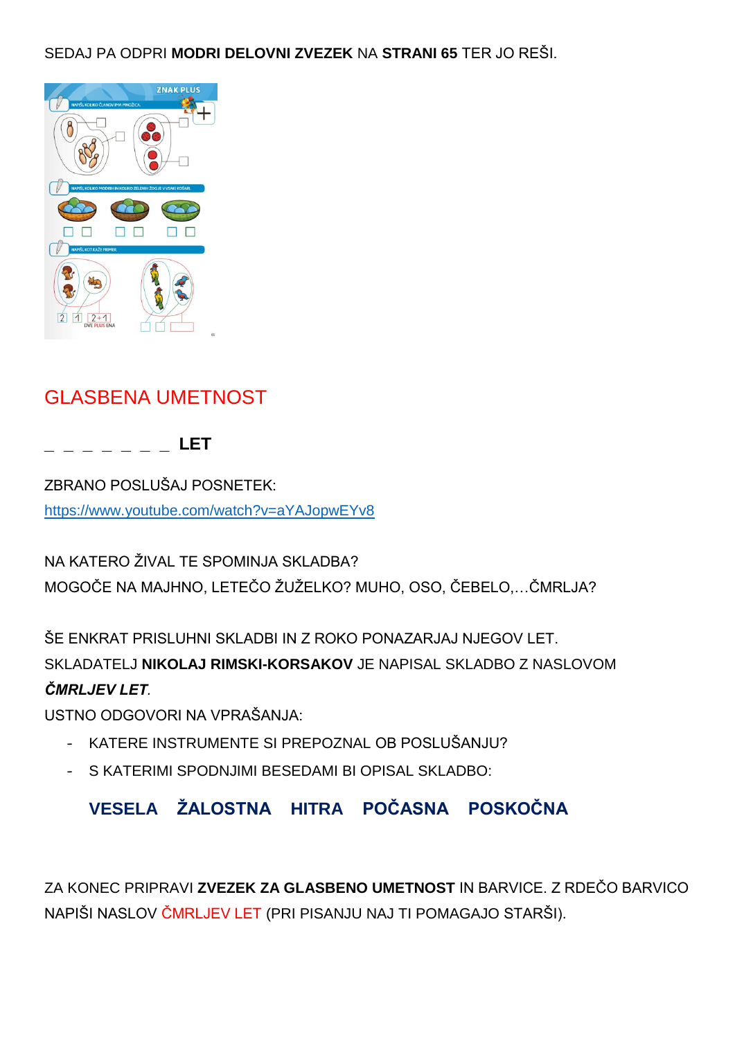SEDAJ PA ODPRI **MODRI DELOVNI ZVEZEK** NA **STRANI 65** TER JO REŠI.

## GLASBENA UMETNOST

_ _ _ _ _ _ _ **LET**

ZBRANO POSLUŠAJ POSNETEK:
https://www.youtube.com/watch?v=aYAJopwEYv8

NA KATERO ŽIVAL TE SPOMINJA SKLADBA?
MOGOČE NA MAJHNO, LETEČO ŽUŽELKO? MUHO, OSO, ČEBELO,…ČMRLJA?

ŠE ENKRAT PRISLUHNI SKLADBI IN Z ROKO PONAZARJAJ NJEGOV LET.
SKLADATELJ **NIKOLAJ RIMSKI-KORSAKOV** JE NAPISAL SKLADBO Z NASLOVOM ***ČMRLJEV LET***.
USTNO ODGOVORI NA VPRAŠANJA:

- KATERE INSTRUMENTE SI PREPOZNAL OB POSLUŠANJU?
- S KATERIMI SPODNJIMI BESEDAMI BI OPISAL SKLADBO:

**VESELA ŽALOSTNA HITRA POČASNA POSKOČNA**

ZA KONEC PRIPRAVI **ZVEZEK ZA GLASBENO UMETNOST** IN BARVICE. Z RDEČO BARVICO NAPIŠI NASLOV ČMRLJEV LET (PRI PISANJU NAJ TI POMAGAJO STARŠI).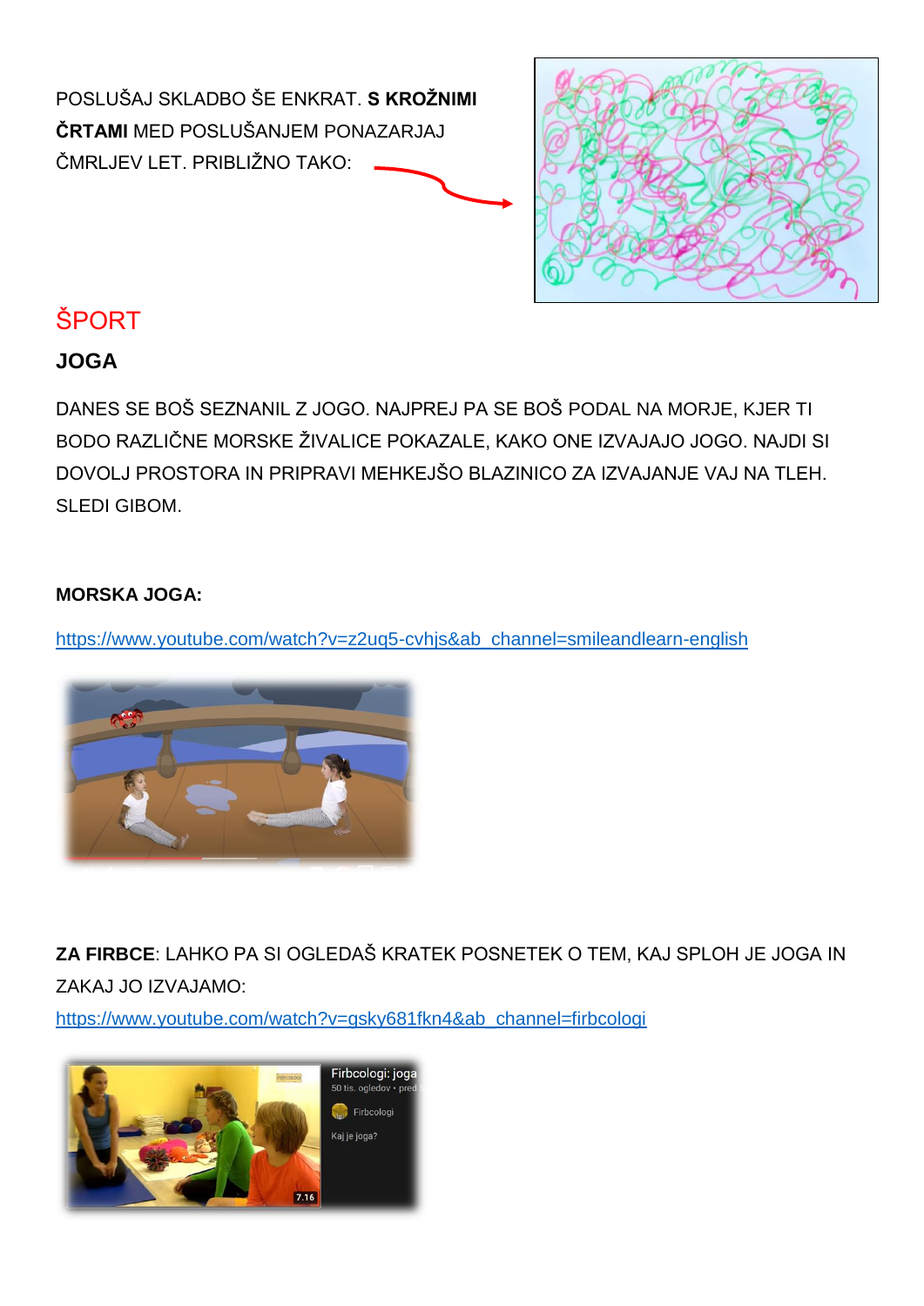POSLUŠAJ SKLADBO ŠE ENKRAT. **S KROŽNIMI ČRTAMI** MED POSLUŠANJEM PONAZARJAJ ČMRLJEV LET. PRIBLIŽNO TAKO:

## ŠPORT

### JOGA

DANES SE BOŠ SEZNANIL Z JOGO. NAJPREJ PA SE BOŠ PODAL NA MORJE, KJER TI BODO RAZLIČNE MORSKE ŽIVALICE POKAZALE, KAKO ONE IZVAJAJO JOGO. NAJDI SI DOVOLJ PROSTORA IN PRIPRAVI MEHKEJŠO BLAZINICO ZA IZVAJANJE VAJ NA TLEH. SLEDI GIBOM.

**MORSKA JOGA:**

https://www.youtube.com/watch?v=z2uq5-cvhjs&ab_channel=smileandlearn-english

**ZA FIRBCE**: LAHKO PA SI OGLEDAŠ KRATEK POSNETEK O TEM, KAJ SPLOH JE JOGA IN ZAKAJ JO IZVAJAMO:

https://www.youtube.com/watch?v=gsky681fkn4&ab_channel=firbcologi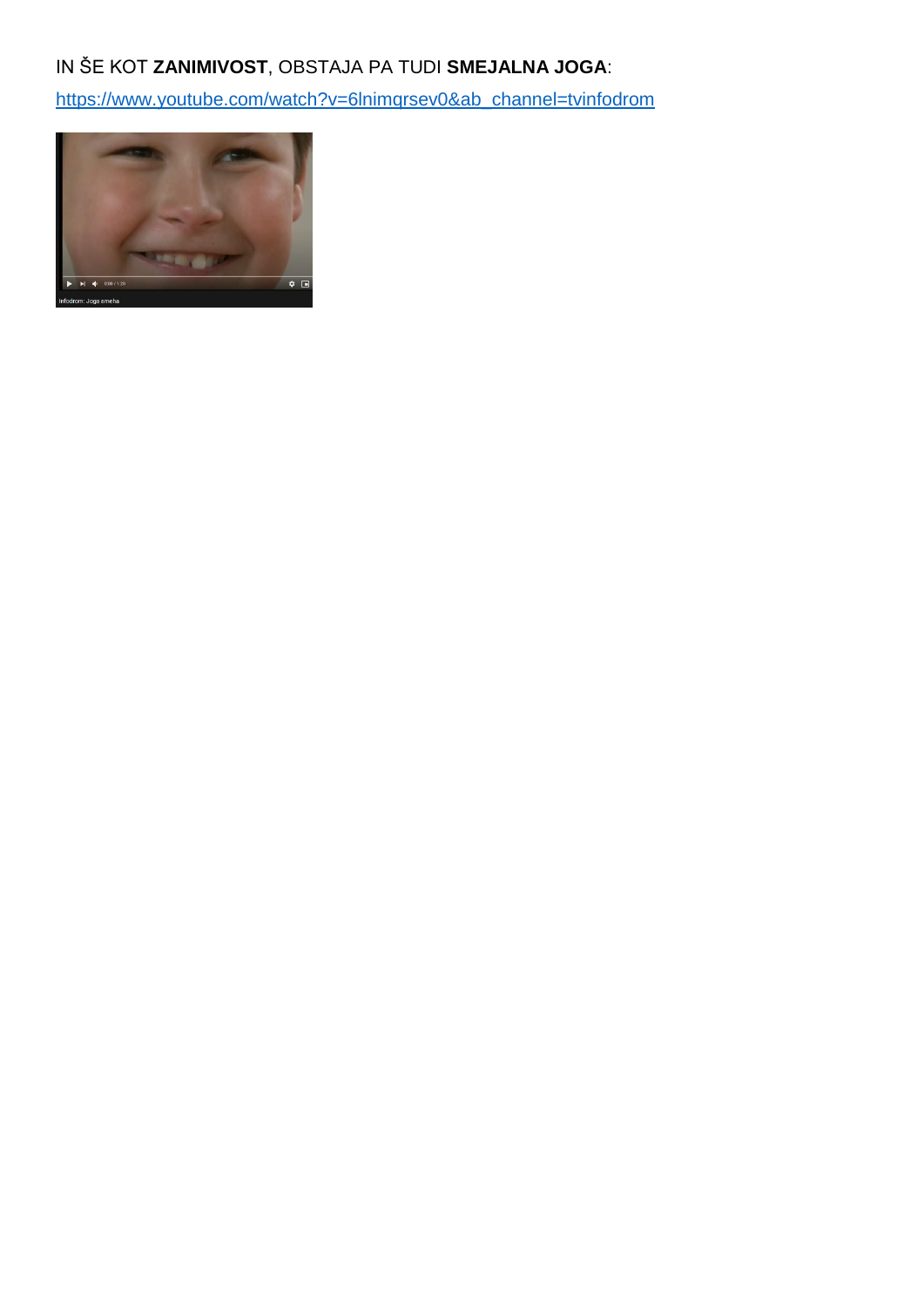IN ŠE KOT **ZANIMIVOST**, OBSTAJA PA TUDI **SMEJALNA JOGA**:

https://www.youtube.com/watch?v=6lnimqrsev0&ab_channel=tvinfodrom